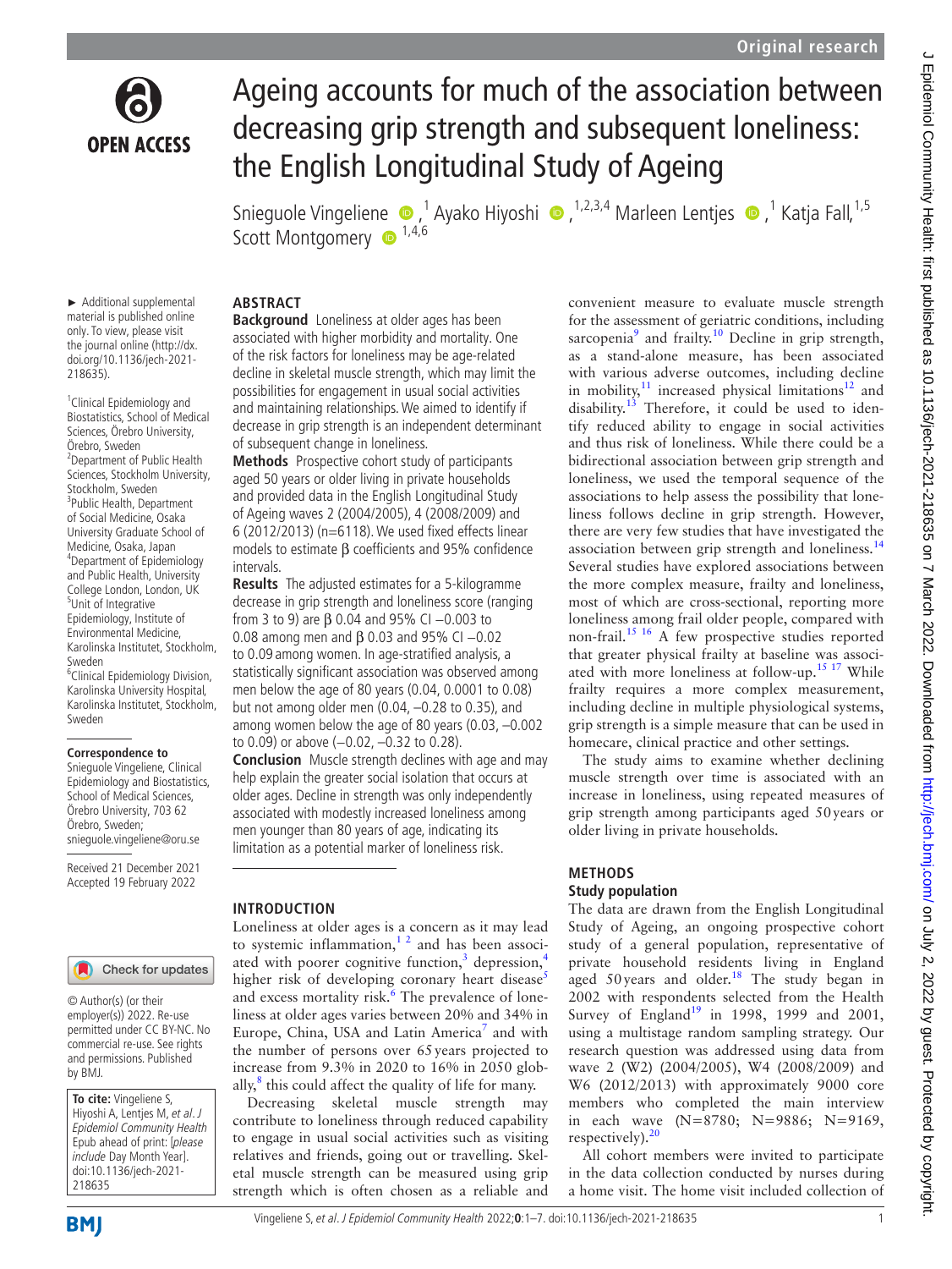# Ageing accounts for much of the association between decreasing grip strength and subsequent loneliness: the English Longitudinal Study of Ageing

Snieguole Vingeliene,[1] Ayako Hiyoshi,[1,2,3,4] Marleen Lentjes,[1] Katja Fall,[1,5] Scott Montgomery[1,4,6]

► Additional supplemental material is published online only. To view, please visit the journal online (http://dx.doi.org/10.1136/jech-2021-218635).

[1]Clinical Epidemiology and Biostatistics, School of Medical Sciences, Örebro University, Örebro, Sweden
[2]Department of Public Health Sciences, Stockholm University, Stockholm, Sweden
[3]Public Health, Department of Social Medicine, Osaka University Graduate School of Medicine, Osaka, Japan
[4]Department of Epidemiology and Public Health, University College London, London, UK
[5]Unit of Integrative Epidemiology, Institute of Environmental Medicine, Karolinska Institutet, Stockholm, Sweden
[6]Clinical Epidemiology Division, Karolinska University Hospital, Karolinska Institutet, Stockholm, Sweden

**Correspondence to**
Snieguole Vingeliene, Clinical Epidemiology and Biostatistics, School of Medical Sciences, Örebro University, 703 62 Örebro, Sweden; snieguole.vingeliene@oru.se

Received 21 December 2021
Accepted 19 February 2022

© Author(s) (or their employer(s)) 2022. Re-use permitted under CC BY-NC. No commercial re-use. See rights and permissions. Published by BMJ.

**To cite:** Vingeliene S, Hiyoshi A, Lentjes M, *et al*. *J Epidemiol Community Health* Epub ahead of print: [*please include* Day Month Year]. doi:10.1136/jech-2021-218635

## ABSTRACT

**Background** Loneliness at older ages has been associated with higher morbidity and mortality. One of the risk factors for loneliness may be age-related decline in skeletal muscle strength, which may limit the possibilities for engagement in usual social activities and maintaining relationships. We aimed to identify if decrease in grip strength is an independent determinant of subsequent change in loneliness.

**Methods** Prospective cohort study of participants aged 50 years or older living in private households and provided data in the English Longitudinal Study of Ageing waves 2 (2004/2005), 4 (2008/2009) and 6 (2012/2013) (n=6118). We used fixed effects linear models to estimate β coefficients and 95% confidence intervals.

**Results** The adjusted estimates for a 5-kilogramme decrease in grip strength and loneliness score (ranging from 3 to 9) are β 0.04 and 95% CI −0.003 to 0.08 among men and β 0.03 and 95% CI −0.02 to 0.09 among women. In age-stratified analysis, a statistically significant association was observed among men below the age of 80 years (0.04, 0.0001 to 0.08) but not among older men (0.04, −0.28 to 0.35), and among women below the age of 80 years (0.03, −0.002 to 0.09) or above (−0.02, −0.32 to 0.28).

**Conclusion** Muscle strength declines with age and may help explain the greater social isolation that occurs at older ages. Decline in strength was only independently associated with modestly increased loneliness among men younger than 80 years of age, indicating its limitation as a potential marker of loneliness risk.

## INTRODUCTION

Loneliness at older ages is a concern as it may lead to systemic inflammation,[1,2] and has been associated with poorer cognitive function,[3] depression,[4] higher risk of developing coronary heart disease[5] and excess mortality risk.[6] The prevalence of loneliness at older ages varies between 20% and 34% in Europe, China, USA and Latin America[7] and with the number of persons over 65 years projected to increase from 9.3% in 2020 to 16% in 2050 globally,[8] this could affect the quality of life for many.

Decreasing skeletal muscle strength may contribute to loneliness through reduced capability to engage in usual social activities such as visiting relatives and friends, going out or travelling. Skeletal muscle strength can be measured using grip strength which is often chosen as a reliable and convenient measure to evaluate muscle strength for the assessment of geriatric conditions, including sarcopenia[9] and frailty.[10] Decline in grip strength, as a stand-alone measure, has been associated with various adverse outcomes, including decline in mobility,[11] increased physical limitations[12] and disability.[13] Therefore, it could be used to identify reduced ability to engage in social activities and thus risk of loneliness. While there could be a bidirectional association between grip strength and loneliness, we used the temporal sequence of the associations to help assess the possibility that loneliness follows decline in grip strength. However, there are very few studies that have investigated the association between grip strength and loneliness.[14] Several studies have explored associations between the more complex measure, frailty and loneliness, most of which are cross-sectional, reporting more loneliness among frail older people, compared with non-frail.[15,16] A few prospective studies reported that greater physical frailty at baseline was associated with more loneliness at follow-up.[15,17] While frailty requires a more complex measurement, including decline in multiple physiological systems, grip strength is a simple measure that can be used in homecare, clinical practice and other settings.

The study aims to examine whether declining muscle strength over time is associated with an increase in loneliness, using repeated measures of grip strength among participants aged 50 years or older living in private households.

## METHODS

### Study population

The data are drawn from the English Longitudinal Study of Ageing, an ongoing prospective cohort study of a general population, representative of private household residents living in England aged 50 years and older.[18] The study began in 2002 with respondents selected from the Health Survey of England[19] in 1998, 1999 and 2001, using a multistage random sampling strategy. Our research question was addressed using data from wave 2 (W2) (2004/2005), W4 (2008/2009) and W6 (2012/2013) with approximately 9000 core members who completed the main interview in each wave (N=8780; N=9886; N=9169, respectively).[20]

All cohort members were invited to participate in the data collection conducted by nurses during a home visit. The home visit included collection of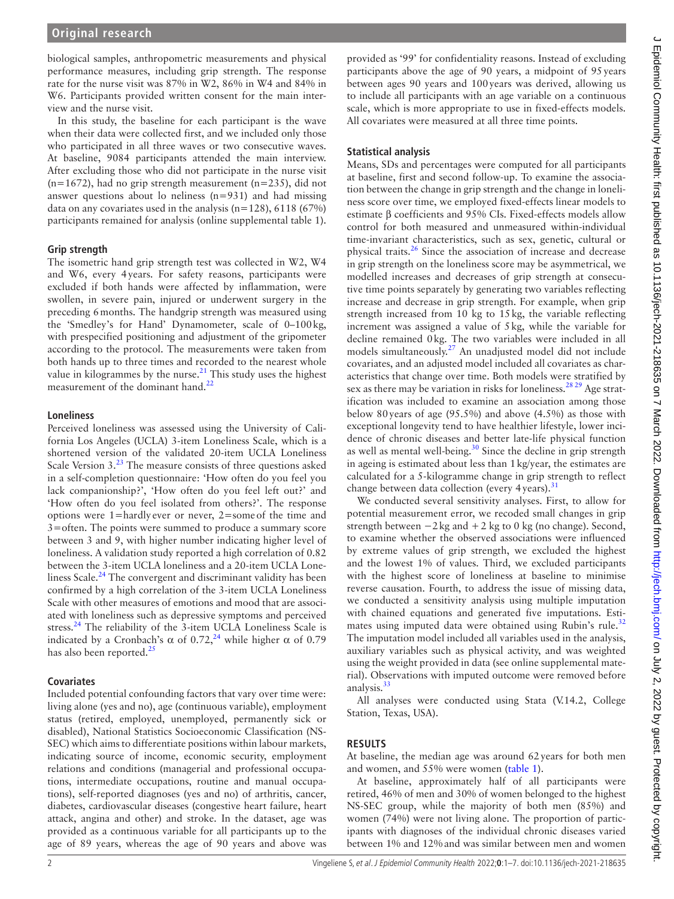biological samples, anthropometric measurements and physical performance measures, including grip strength. The response rate for the nurse visit was 87% in W2, 86% in W4 and 84% in W6. Participants provided written consent for the main interview and the nurse visit.

In this study, the baseline for each participant is the wave when their data were collected first, and we included only those who participated in all three waves or two consecutive waves. At baseline, 9084 participants attended the main interview. After excluding those who did not participate in the nurse visit (n=1672), had no grip strength measurement (n=235), did not answer questions about lo neliness (n=931) and had missing data on any covariates used in the analysis (n=128), 6118 (67%) participants remained for analysis (online supplemental table 1).

### Grip strength

The isometric hand grip strength test was collected in W2, W4 and W6, every 4 years. For safety reasons, participants were excluded if both hands were affected by inflammation, were swollen, in severe pain, injured or underwent surgery in the preceding 6 months. The handgrip strength was measured using the 'Smedley's for Hand' Dynamometer, scale of 0–100 kg, with prespecified positioning and adjustment of the gripometer according to the protocol. The measurements were taken from both hands up to three times and recorded to the nearest whole value in kilogrammes by the nurse.[21] This study uses the highest measurement of the dominant hand.[22]

### Loneliness

Perceived loneliness was assessed using the University of California Los Angeles (UCLA) 3-item Loneliness Scale, which is a shortened version of the validated 20-item UCLA Loneliness Scale Version 3.[23] The measure consists of three questions asked in a self-completion questionnaire: 'How often do you feel you lack companionship?', 'How often do you feel left out?' and 'How often do you feel isolated from others?'. The response options were 1=hardly ever or never, 2=some of the time and 3=often. The points were summed to produce a summary score between 3 and 9, with higher number indicating higher level of loneliness. A validation study reported a high correlation of 0.82 between the 3-item UCLA loneliness and a 20-item UCLA Loneliness Scale.[24] The convergent and discriminant validity has been confirmed by a high correlation of the 3-item UCLA Loneliness Scale with other measures of emotions and mood that are associated with loneliness such as depressive symptoms and perceived stress.[24] The reliability of the 3-item UCLA Loneliness Scale is indicated by a Cronbach's α of 0.72,[24] while higher α of 0.79 has also been reported.[25]

### Covariates

Included potential confounding factors that vary over time were: living alone (yes and no), age (continuous variable), employment status (retired, employed, unemployed, permanently sick or disabled), National Statistics Socioeconomic Classification (NS-SEC) which aims to differentiate positions within labour markets, indicating source of income, economic security, employment relations and conditions (managerial and professional occupations, intermediate occupations, routine and manual occupations), self-reported diagnoses (yes and no) of arthritis, cancer, diabetes, cardiovascular diseases (congestive heart failure, heart attack, angina and other) and stroke. In the dataset, age was provided as a continuous variable for all participants up to the age of 89 years, whereas the age of 90 years and above was provided as '99' for confidentiality reasons. Instead of excluding participants above the age of 90 years, a midpoint of 95 years between ages 90 years and 100 years was derived, allowing us to include all participants with an age variable on a continuous scale, which is more appropriate to use in fixed-effects models. All covariates were measured at all three time points.

### Statistical analysis

Means, SDs and percentages were computed for all participants at baseline, first and second follow-up. To examine the association between the change in grip strength and the change in loneliness score over time, we employed fixed-effects linear models to estimate β coefficients and 95% CIs. Fixed-effects models allow control for both measured and unmeasured within-individual time-invariant characteristics, such as sex, genetic, cultural or physical traits.[26] Since the association of increase and decrease in grip strength on the loneliness score may be asymmetrical, we modelled increases and decreases of grip strength at consecutive time points separately by generating two variables reflecting increase and decrease in grip strength. For example, when grip strength increased from 10 kg to 15 kg, the variable reflecting increment was assigned a value of 5 kg, while the variable for decline remained 0 kg. The two variables were included in all models simultaneously.[27] An unadjusted model did not include covariates, and an adjusted model included all covariates as characteristics that change over time. Both models were stratified by sex as there may be variation in risks for loneliness.[28,29] Age stratification was included to examine an association among those below 80 years of age (95.5%) and above (4.5%) as those with exceptional longevity tend to have healthier lifestyle, lower incidence of chronic diseases and better late-life physical function as well as mental well-being.[30] Since the decline in grip strength in ageing is estimated about less than 1 kg/year, the estimates are calculated for a 5-kilogramme change in grip strength to reflect change between data collection (every 4 years).[31]

We conducted several sensitivity analyses. First, to allow for potential measurement error, we recoded small changes in grip strength between −2 kg and +2 kg to 0 kg (no change). Second, to examine whether the observed associations were influenced by extreme values of grip strength, we excluded the highest and the lowest 1% of values. Third, we excluded participants with the highest score of loneliness at baseline to minimise reverse causation. Fourth, to address the issue of missing data, we conducted a sensitivity analysis using multiple imputation with chained equations and generated five imputations. Estimates using imputed data were obtained using Rubin's rule.[32] The imputation model included all variables used in the analysis, auxiliary variables such as physical activity, and was weighted using the weight provided in data (see online supplemental material). Observations with imputed outcome were removed before analysis.[33]

All analyses were conducted using Stata (V.14.2, College Station, Texas, USA).

## RESULTS

At baseline, the median age was around 62 years for both men and women, and 55% were women (table 1).

At baseline, approximately half of all participants were retired, 46% of men and 30% of women belonged to the highest NS-SEC group, while the majority of both men (85%) and women (74%) were not living alone. The proportion of participants with diagnoses of the individual chronic diseases varied between 1% and 12% and was similar between men and women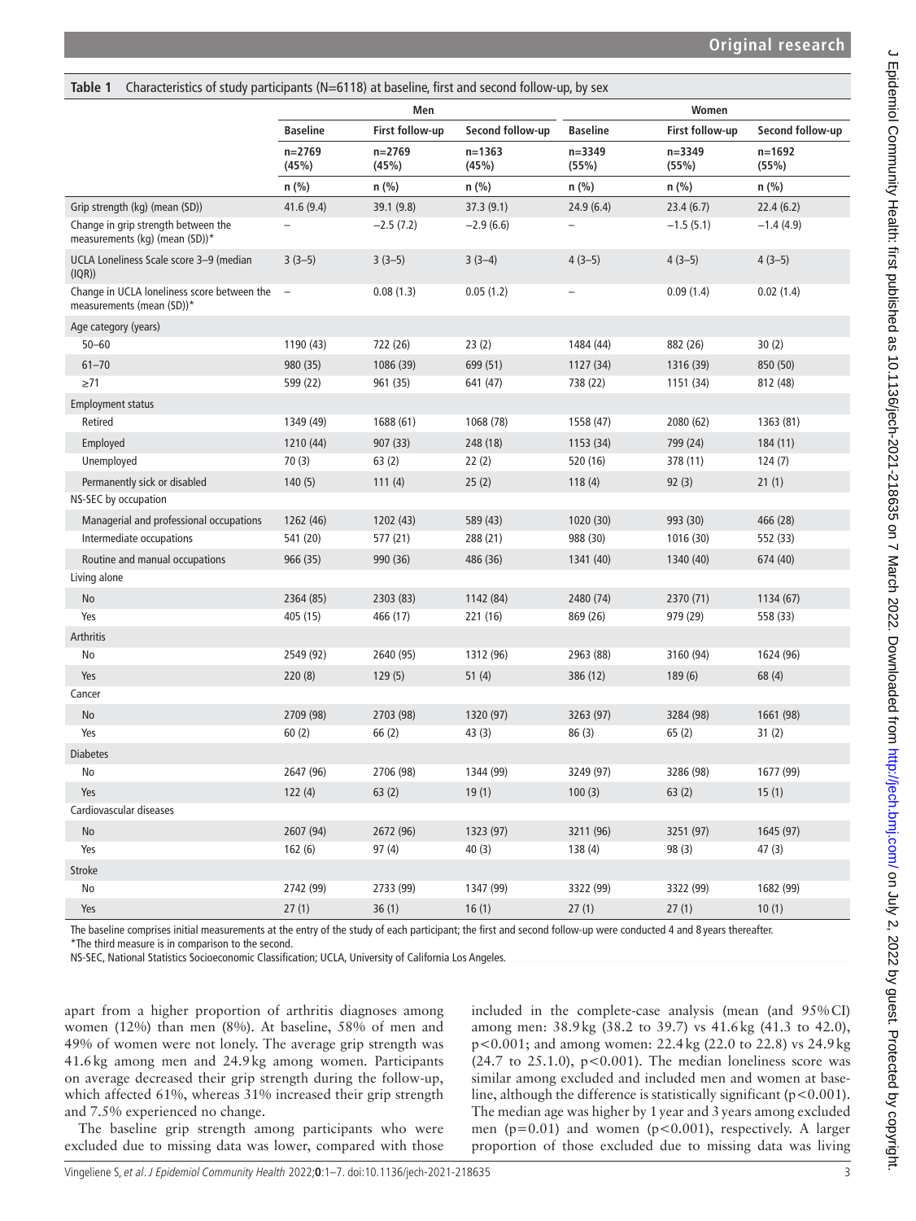**Table 1** Characteristics of study participants (N=6118) at baseline, first and second follow-up, by sex

| | Men | | | Women | | |
|---|---|---|---|---|---|---|
| | Baseline | First follow-up | Second follow-up | Baseline | First follow-up | Second follow-up |
| | n=2769 (45%) | n=2769 (45%) | n=1363 (45%) | n=3349 (55%) | n=3349 (55%) | n=1692 (55%) |
| | n (%) | n (%) | n (%) | n (%) | n (%) | n (%) |
| Grip strength (kg) (mean (SD)) | 41.6 (9.4) | 39.1 (9.8) | 37.3 (9.1) | 24.9 (6.4) | 23.4 (6.7) | 22.4 (6.2) |
| Change in grip strength between the measurements (kg) (mean (SD))* | – | −2.5 (7.2) | −2.9 (6.6) | – | −1.5 (5.1) | −1.4 (4.9) |
| UCLA Loneliness Scale score 3–9 (median (IQR)) | 3 (3–5) | 3 (3–5) | 3 (3–4) | 4 (3–5) | 4 (3–5) | 4 (3–5) |
| Change in UCLA loneliness score between the measurements (mean (SD))* | – | 0.08 (1.3) | 0.05 (1.2) | – | 0.09 (1.4) | 0.02 (1.4) |
| Age category (years) | | | | | | |
| 50–60 | 1190 (43) | 722 (26) | 23 (2) | 1484 (44) | 882 (26) | 30 (2) |
| 61–70 | 980 (35) | 1086 (39) | 699 (51) | 1127 (34) | 1316 (39) | 850 (50) |
| ≥71 | 599 (22) | 961 (35) | 641 (47) | 738 (22) | 1151 (34) | 812 (48) |
| Employment status | | | | | | |
| Retired | 1349 (49) | 1688 (61) | 1068 (78) | 1558 (47) | 2080 (62) | 1363 (81) |
| Employed | 1210 (44) | 907 (33) | 248 (18) | 1153 (34) | 799 (24) | 184 (11) |
| Unemployed | 70 (3) | 63 (2) | 22 (2) | 520 (16) | 378 (11) | 124 (7) |
| Permanently sick or disabled | 140 (5) | 111 (4) | 25 (2) | 118 (4) | 92 (3) | 21 (1) |
| NS-SEC by occupation | | | | | | |
| Managerial and professional occupations | 1262 (46) | 1202 (43) | 589 (43) | 1020 (30) | 993 (30) | 466 (28) |
| Intermediate occupations | 541 (20) | 577 (21) | 288 (21) | 988 (30) | 1016 (30) | 552 (33) |
| Routine and manual occupations | 966 (35) | 990 (36) | 486 (36) | 1341 (40) | 1340 (40) | 674 (40) |
| Living alone | | | | | | |
| No | 2364 (85) | 2303 (83) | 1142 (84) | 2480 (74) | 2370 (71) | 1134 (67) |
| Yes | 405 (15) | 466 (17) | 221 (16) | 869 (26) | 979 (29) | 558 (33) |
| Arthritis | | | | | | |
| No | 2549 (92) | 2640 (95) | 1312 (96) | 2963 (88) | 3160 (94) | 1624 (96) |
| Yes | 220 (8) | 129 (5) | 51 (4) | 386 (12) | 189 (6) | 68 (4) |
| Cancer | | | | | | |
| No | 2709 (98) | 2703 (98) | 1320 (97) | 3263 (97) | 3284 (98) | 1661 (98) |
| Yes | 60 (2) | 66 (2) | 43 (3) | 86 (3) | 65 (2) | 31 (2) |
| Diabetes | | | | | | |
| No | 2647 (96) | 2706 (98) | 1344 (99) | 3249 (97) | 3286 (98) | 1677 (99) |
| Yes | 122 (4) | 63 (2) | 19 (1) | 100 (3) | 63 (2) | 15 (1) |
| Cardiovascular diseases | | | | | | |
| No | 2607 (94) | 2672 (96) | 1323 (97) | 3211 (96) | 3251 (97) | 1645 (97) |
| Yes | 162 (6) | 97 (4) | 40 (3) | 138 (4) | 98 (3) | 47 (3) |
| Stroke | | | | | | |
| No | 2742 (99) | 2733 (99) | 1347 (99) | 3322 (99) | 3322 (99) | 1682 (99) |
| Yes | 27 (1) | 36 (1) | 16 (1) | 27 (1) | 27 (1) | 10 (1) |

The baseline comprises initial measurements at the entry of the study of each participant; the first and second follow-up were conducted 4 and 8 years thereafter.
*The third measure is in comparison to the second.
NS-SEC, National Statistics Socioeconomic Classification; UCLA, University of California Los Angeles.

apart from a higher proportion of arthritis diagnoses among women (12%) than men (8%). At baseline, 58% of men and 49% of women were not lonely. The average grip strength was 41.6 kg among men and 24.9 kg among women. Participants on average decreased their grip strength during the follow-up, which affected 61%, whereas 31% increased their grip strength and 7.5% experienced no change.

The baseline grip strength among participants who were excluded due to missing data was lower, compared with those included in the complete-case analysis (mean (and 95% CI) among men: 38.9 kg (38.2 to 39.7) vs 41.6 kg (41.3 to 42.0), $p<0.001$; and among women: 22.4 kg (22.0 to 22.8) vs 24.9 kg (24.7 to 25.1.0), $p<0.001$). The median loneliness score was similar among excluded and included men and women at baseline, although the difference is statistically significant ($p<0.001$). The median age was higher by 1 year and 3 years among excluded men ($p=0.01$) and women ($p<0.001$), respectively. A larger proportion of those excluded due to missing data was living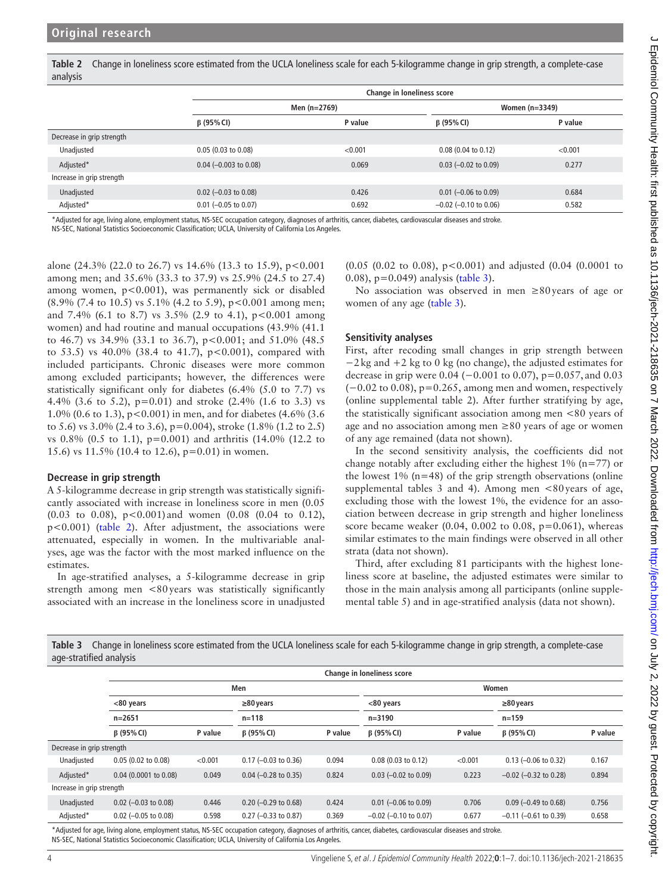**Table 2** Change in loneliness score estimated from the UCLA loneliness scale for each 5-kilogramme change in grip strength, a complete-case analysis

| | Change in loneliness score | | | |
|---|---|---|---|---|
| | Men (n=2769) | | Women (n=3349) | |
| | β (95% CI) | P value | β (95% CI) | P value |
| Decrease in grip strength | | | | |
| Unadjusted | 0.05 (0.03 to 0.08) | <0.001 | 0.08 (0.04 to 0.12) | <0.001 |
| Adjusted* | 0.04 (−0.003 to 0.08) | 0.069 | 0.03 (−0.02 to 0.09) | 0.277 |
| Increase in grip strength | | | | |
| Unadjusted | 0.02 (−0.03 to 0.08) | 0.426 | 0.01 (−0.06 to 0.09) | 0.684 |
| Adjusted* | 0.01 (−0.05 to 0.07) | 0.692 | −0.02 (−0.10 to 0.06) | 0.582 |

*Adjusted for age, living alone, employment status, NS-SEC occupation category, diagnoses of arthritis, cancer, diabetes, cardiovascular diseases and stroke.
NS-SEC, National Statistics Socioeconomic Classification; UCLA, University of California Los Angeles.

alone (24.3% (22.0 to 26.7) vs 14.6% (13.3 to 15.9), p<0.001 among men; and 35.6% (33.3 to 37.9) vs 25.9% (24.5 to 27.4) among women, p<0.001), was permanently sick or disabled (8.9% (7.4 to 10.5) vs 5.1% (4.2 to 5.9), p<0.001 among men; and 7.4% (6.1 to 8.7) vs 3.5% (2.9 to 4.1), p<0.001 among women) and had routine and manual occupations (43.9% (41.1 to 46.7) vs 34.9% (33.1 to 36.7), p<0.001; and 51.0% (48.5 to 53.5) vs 40.0% (38.4 to 41.7), p<0.001), compared with included participants. Chronic diseases were more common among excluded participants; however, the differences were statistically significant only for diabetes (6.4% (5.0 to 7.7) vs 4.4% (3.6 to 5.2), p=0.01) and stroke (2.4% (1.6 to 3.3) vs 1.0% (0.6 to 1.3), p<0.001) in men, and for diabetes (4.6% (3.6 to 5.6) vs 3.0% (2.4 to 3.6), p=0.004), stroke (1.8% (1.2 to 2.5) vs 0.8% (0.5 to 1.1), p=0.001) and arthritis (14.0% (12.2 to 15.6) vs 11.5% (10.4 to 12.6), p=0.01) in women.

### Decrease in grip strength

A 5-kilogramme decrease in grip strength was statistically significantly associated with increase in loneliness score in men (0.05 (0.03 to 0.08), p<0.001) and women (0.08 (0.04 to 0.12), p<0.001) (table 2). After adjustment, the associations were attenuated, especially in women. In the multivariable analyses, age was the factor with the most marked influence on the estimates.

In age-stratified analyses, a 5-kilogramme decrease in grip strength among men <80 years was statistically significantly associated with an increase in the loneliness score in unadjusted (0.05 (0.02 to 0.08), p<0.001) and adjusted (0.04 (0.0001 to 0.08), p=0.049) analysis (table 3).

No association was observed in men ≥80 years of age or women of any age (table 3).

### Sensitivity analyses

First, after recoding small changes in grip strength between −2 kg and +2 kg to 0 kg (no change), the adjusted estimates for decrease in grip were 0.04 (−0.001 to 0.07), p=0.057, and 0.03 (−0.02 to 0.08), p=0.265, among men and women, respectively (online supplemental table 2). After further stratifying by age, the statistically significant association among men <80 years of age and no association among men ≥80 years of age or women of any age remained (data not shown).

In the second sensitivity analysis, the coefficients did not change notably after excluding either the highest 1% (n=77) or the lowest 1% (n=48) of the grip strength observations (online supplemental tables 3 and 4). Among men <80 years of age, excluding those with the lowest 1%, the evidence for an association between decrease in grip strength and higher loneliness score became weaker (0.04, 0.002 to 0.08, p=0.061), whereas similar estimates to the main findings were observed in all other strata (data not shown).

Third, after excluding 81 participants with the highest loneliness score at baseline, the adjusted estimates were similar to those in the main analysis among all participants (online supplemental table 5) and in age-stratified analysis (data not shown).

**Table 3** Change in loneliness score estimated from the UCLA loneliness scale for each 5-kilogramme change in grip strength, a complete-case age-stratified analysis

| | Change in loneliness score | | | | | | | |
|---|---|---|---|---|---|---|---|---|
| | Men | | | | Women | | | |
| | <80 years | | ≥80 years | | <80 years | | ≥80 years | |
| | n=2651 | | n=118 | | n=3190 | | n=159 | |
| | β (95% CI) | P value | β (95% CI) | P value | β (95% CI) | P value | β (95% CI) | P value |
| Decrease in grip strength | | | | | | | | |
| Unadjusted | 0.05 (0.02 to 0.08) | <0.001 | 0.17 (−0.03 to 0.36) | 0.094 | 0.08 (0.03 to 0.12) | <0.001 | 0.13 (−0.06 to 0.32) | 0.167 |
| Adjusted* | 0.04 (0.0001 to 0.08) | 0.049 | 0.04 (−0.28 to 0.35) | 0.824 | 0.03 (−0.02 to 0.09) | 0.223 | −0.02 (−0.32 to 0.28) | 0.894 |
| Increase in grip strength | | | | | | | | |
| Unadjusted | 0.02 (−0.03 to 0.08) | 0.446 | 0.20 (−0.29 to 0.68) | 0.424 | 0.01 (−0.06 to 0.09) | 0.706 | 0.09 (−0.49 to 0.68) | 0.756 |
| Adjusted* | 0.02 (−0.05 to 0.08) | 0.598 | 0.27 (−0.33 to 0.87) | 0.369 | −0.02 (−0.10 to 0.07) | 0.677 | −0.11 (−0.61 to 0.39) | 0.658 |

*Adjusted for age, living alone, employment status, NS-SEC occupation category, diagnoses of arthritis, cancer, diabetes, cardiovascular diseases and stroke.
NS-SEC, National Statistics Socioeconomic Classification; UCLA, University of California Los Angeles.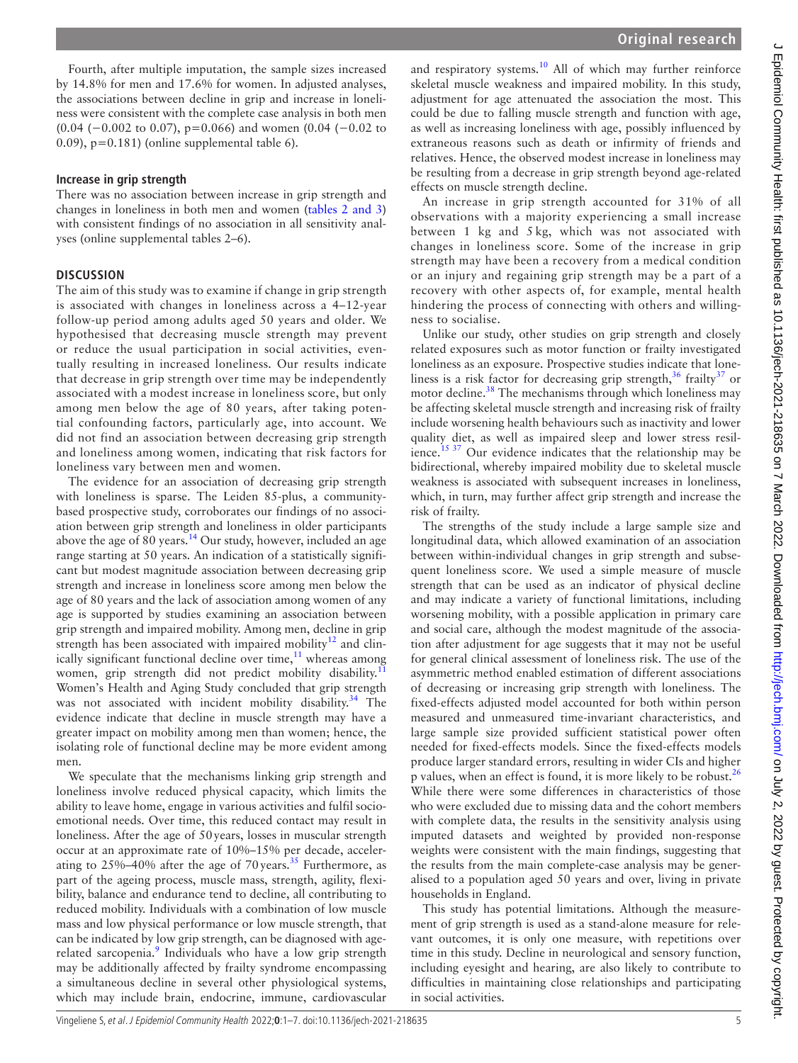Fourth, after multiple imputation, the sample sizes increased by 14.8% for men and 17.6% for women. In adjusted analyses, the associations between decline in grip and increase in loneliness were consistent with the complete case analysis in both men (0.04 (−0.002 to 0.07), p=0.066) and women (0.04 (−0.02 to 0.09), p=0.181) (online supplemental table 6).

### Increase in grip strength

There was no association between increase in grip strength and changes in loneliness in both men and women (tables 2 and 3) with consistent findings of no association in all sensitivity analyses (online supplemental tables 2–6).

## DISCUSSION

The aim of this study was to examine if change in grip strength is associated with changes in loneliness across a 4–12-year follow-up period among adults aged 50 years and older. We hypothesised that decreasing muscle strength may prevent or reduce the usual participation in social activities, eventually resulting in increased loneliness. Our results indicate that decrease in grip strength over time may be independently associated with a modest increase in loneliness score, but only among men below the age of 80 years, after taking potential confounding factors, particularly age, into account. We did not find an association between decreasing grip strength and loneliness among women, indicating that risk factors for loneliness vary between men and women.

The evidence for an association of decreasing grip strength with loneliness is sparse. The Leiden 85-plus, a community-based prospective study, corroborates our findings of no association between grip strength and loneliness in older participants above the age of 80 years.[14] Our study, however, included an age range starting at 50 years. An indication of a statistically significant but modest magnitude association between decreasing grip strength and increase in loneliness score among men below the age of 80 years and the lack of association among women of any age is supported by studies examining an association between grip strength and impaired mobility. Among men, decline in grip strength has been associated with impaired mobility[12] and clinically significant functional decline over time,[11] whereas among women, grip strength did not predict mobility disability.[11] Women's Health and Aging Study concluded that grip strength was not associated with incident mobility disability.[34] The evidence indicate that decline in muscle strength may have a greater impact on mobility among men than women; hence, the isolating role of functional decline may be more evident among men.

We speculate that the mechanisms linking grip strength and loneliness involve reduced physical capacity, which limits the ability to leave home, engage in various activities and fulfil socio-emotional needs. Over time, this reduced contact may result in loneliness. After the age of 50 years, losses in muscular strength occur at an approximate rate of 10%–15% per decade, accelerating to 25%–40% after the age of 70 years.[35] Furthermore, as part of the ageing process, muscle mass, strength, agility, flexibility, balance and endurance tend to decline, all contributing to reduced mobility. Individuals with a combination of low muscle mass and low physical performance or low muscle strength, that can be indicated by low grip strength, can be diagnosed with age-related sarcopenia.[9] Individuals who have a low grip strength may be additionally affected by frailty syndrome encompassing a simultaneous decline in several other physiological systems, which may include brain, endocrine, immune, cardiovascular and respiratory systems.[10] All of which may further reinforce skeletal muscle weakness and impaired mobility. In this study, adjustment for age attenuated the association the most. This could be due to falling muscle strength and function with age, as well as increasing loneliness with age, possibly influenced by extraneous reasons such as death or infirmity of friends and relatives. Hence, the observed modest increase in loneliness may be resulting from a decrease in grip strength beyond age-related effects on muscle strength decline.

An increase in grip strength accounted for 31% of all observations with a majority experiencing a small increase between 1 kg and 5 kg, which was not associated with changes in loneliness score. Some of the increase in grip strength may have been a recovery from a medical condition or an injury and regaining grip strength may be a part of a recovery with other aspects of, for example, mental health hindering the process of connecting with others and willingness to socialise.

Unlike our study, other studies on grip strength and closely related exposures such as motor function or frailty investigated loneliness as an exposure. Prospective studies indicate that loneliness is a risk factor for decreasing grip strength,[36] frailty[37] or motor decline.[38] The mechanisms through which loneliness may be affecting skeletal muscle strength and increasing risk of frailty include worsening health behaviours such as inactivity and lower quality diet, as well as impaired sleep and lower stress resilience.[15,37] Our evidence indicates that the relationship may be bidirectional, whereby impaired mobility due to skeletal muscle weakness is associated with subsequent increases in loneliness, which, in turn, may further affect grip strength and increase the risk of frailty.

The strengths of the study include a large sample size and longitudinal data, which allowed examination of an association between within-individual changes in grip strength and subsequent loneliness score. We used a simple measure of muscle strength that can be used as an indicator of physical decline and may indicate a variety of functional limitations, including worsening mobility, with a possible application in primary care and social care, although the modest magnitude of the association after adjustment for age suggests that it may not be useful for general clinical assessment of loneliness risk. The use of the asymmetric method enabled estimation of different associations of decreasing or increasing grip strength with loneliness. The fixed-effects adjusted model accounted for both within person measured and unmeasured time-invariant characteristics, and large sample size provided sufficient statistical power often needed for fixed-effects models. Since the fixed-effects models produce larger standard errors, resulting in wider CIs and higher p values, when an effect is found, it is more likely to be robust.[26] While there were some differences in characteristics of those who were excluded due to missing data and the cohort members with complete data, the results in the sensitivity analysis using imputed datasets and weighted by provided non-response weights were consistent with the main findings, suggesting that the results from the main complete-case analysis may be generalised to a population aged 50 years and over, living in private households in England.

This study has potential limitations. Although the measurement of grip strength is used as a stand-alone measure for relevant outcomes, it is only one measure, with repetitions over time in this study. Decline in neurological and sensory function, including eyesight and hearing, are also likely to contribute to difficulties in maintaining close relationships and participating in social activities.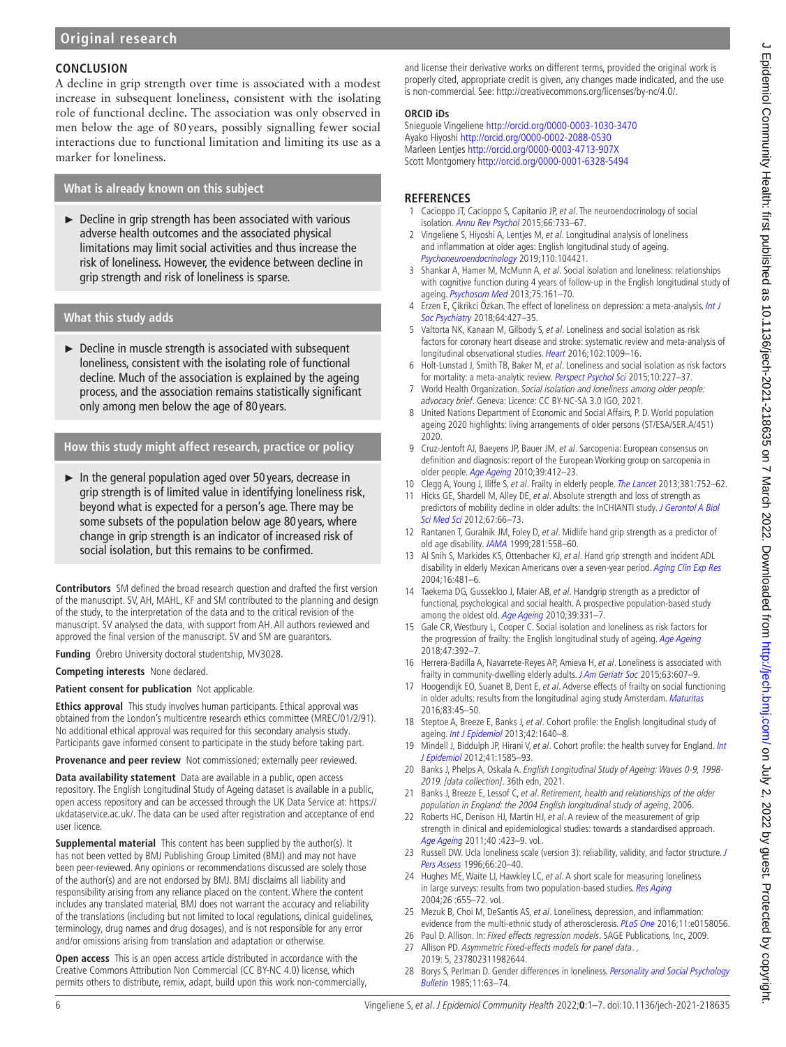## CONCLUSION

A decline in grip strength over time is associated with a modest increase in subsequent loneliness, consistent with the isolating role of functional decline. The association was only observed in men below the age of 80 years, possibly signalling fewer social interactions due to functional limitation and limiting its use as a marker for loneliness.

### What is already known on this subject

- Decline in grip strength has been associated with various adverse health outcomes and the associated physical limitations may limit social activities and thus increase the risk of loneliness. However, the evidence between decline in grip strength and risk of loneliness is sparse.

### What this study adds

- Decline in muscle strength is associated with subsequent loneliness, consistent with the isolating role of functional decline. Much of the association is explained by the ageing process, and the association remains statistically significant only among men below the age of 80 years.

### How this study might affect research, practice or policy

- In the general population aged over 50 years, decrease in grip strength is of limited value in identifying loneliness risk, beyond what is expected for a person's age. There may be some subsets of the population below age 80 years, where change in grip strength is an indicator of increased risk of social isolation, but this remains to be confirmed.

**Contributors** SM defined the broad research question and drafted the first version of the manuscript. SV, AH, MAHL, KF and SM contributed to the planning and design of the study, to the interpretation of the data and to the critical revision of the manuscript. SV analysed the data, with support from AH. All authors reviewed and approved the final version of the manuscript. SV and SM are guarantors.

**Funding** Örebro University doctoral studentship, MV3028.

**Competing interests** None declared.

**Patient consent for publication** Not applicable.

**Ethics approval** This study involves human participants. Ethical approval was obtained from the London's multicentre research ethics committee (MREC/01/2/91). No additional ethical approval was required for this secondary analysis study. Participants gave informed consent to participate in the study before taking part.

**Provenance and peer review** Not commissioned; externally peer reviewed.

**Data availability statement** Data are available in a public, open access repository. The English Longitudinal Study of Ageing dataset is available in a public, open access repository and can be accessed through the UK Data Service at: https://ukdataservice.ac.uk/. The data can be used after registration and acceptance of end user licence.

**Supplemental material** This content has been supplied by the author(s). It has not been vetted by BMJ Publishing Group Limited (BMJ) and may not have been peer-reviewed. Any opinions or recommendations discussed are solely those of the author(s) and are not endorsed by BMJ. BMJ disclaims all liability and responsibility arising from any reliance placed on the content. Where the content includes any translated material, BMJ does not warrant the accuracy and reliability of the translations (including but not limited to local regulations, clinical guidelines, terminology, drug names and drug dosages), and is not responsible for any error and/or omissions arising from translation and adaptation or otherwise.

**Open access** This is an open access article distributed in accordance with the Creative Commons Attribution Non Commercial (CC BY-NC 4.0) license, which permits others to distribute, remix, adapt, build upon this work non-commercially, and license their derivative works on different terms, provided the original work is properly cited, appropriate credit is given, any changes made indicated, and the use is non-commercial. See: http://creativecommons.org/licenses/by-nc/4.0/.

### ORCID iDs

Snieguole Vingeliene http://orcid.org/0000-0003-1030-3470
Ayako Hiyoshi http://orcid.org/0000-0002-2088-0530
Marleen Lentjes http://orcid.org/0000-0003-4713-907X
Scott Montgomery http://orcid.org/0000-0001-6328-5494

## REFERENCES

1. Cacioppo JT, Cacioppo S, Capitanio JP, *et al*. The neuroendocrinology of social isolation. *Annu Rev Psychol* 2015;66:733–67.
2. Vingeliene S, Hiyoshi A, Lentjes M, *et al*. Longitudinal analysis of loneliness and inflammation at older ages: English longitudinal study of ageing. *Psychoneuroendocrinology* 2019;110:104421.
3. Shankar A, Hamer M, McMunn A, *et al*. Social isolation and loneliness: relationships with cognitive function during 4 years of follow-up in the English longitudinal study of ageing. *Psychosom Med* 2013;75:161–70.
4. Erzen E, Çikrikci Özkan. The effect of loneliness on depression: a meta-analysis. *Int J Soc Psychiatry* 2018;64:427–35.
5. Valtorta NK, Kanaan M, Gilbody S, *et al*. Loneliness and social isolation as risk factors for coronary heart disease and stroke: systematic review and meta-analysis of longitudinal observational studies. *Heart* 2016;102:1009–16.
6. Holt-Lunstad J, Smith TB, Baker M, *et al*. Loneliness and social isolation as risk factors for mortality: a meta-analytic review. *Perspect Psychol Sci* 2015;10:227–37.
7. World Health Organization. *Social isolation and loneliness among older people: advocacy brief*. Geneva: Licence: CC BY-NC-SA 3.0 IGO, 2021.
8. United Nations Department of Economic and Social Affairs, P. D. World population ageing 2020 highlights: living arrangements of older persons (ST/ESA/SER.A/451) 2020.
9. Cruz-Jentoft AJ, Baeyens JP, Bauer JM, *et al*. Sarcopenia: European consensus on definition and diagnosis: report of the European Working group on sarcopenia in older people. *Age Ageing* 2010;39:412–23.
10. Clegg A, Young J, Iliffe S, *et al*. Frailty in elderly people. *The Lancet* 2013;381:752–62.
11. Hicks GE, Shardell M, Alley DE, *et al*. Absolute strength and loss of strength as predictors of mobility decline in older adults: the InCHIANTI study. *J Gerontol A Biol Sci Med Sci* 2012;67:66–73.
12. Rantanen T, Guralnik JM, Foley D, *et al*. Midlife hand grip strength as a predictor of old age disability. *JAMA* 1999;281:558–60.
13. Al Snih S, Markides KS, Ottenbacher KJ, *et al*. Hand grip strength and incident ADL disability in elderly Mexican Americans over a seven-year period. *Aging Clin Exp Res* 2004;16:481–6.
14. Taekema DG, Gussekloo J, Maier AB, *et al*. Handgrip strength as a predictor of functional, psychological and social health. A prospective population-based study among the oldest old. *Age Ageing* 2010;39:331–7.
15. Gale CR, Westbury L, Cooper C. Social isolation and loneliness as risk factors for the progression of frailty: the English longitudinal study of ageing. *Age Ageing* 2018;47:392–7.
16. Herrera-Badilla A, Navarrete-Reyes AP, Amieva H, *et al*. Loneliness is associated with frailty in community-dwelling elderly adults. *J Am Geriatr Soc* 2015;63:607–9.
17. Hoogendijk EO, Suanet B, Dent E, *et al*. Adverse effects of frailty on social functioning in older adults: results from the longitudinal aging study Amsterdam. *Maturitas* 2016;83:45–50.
18. Steptoe A, Breeze E, Banks J, *et al*. Cohort profile: the English longitudinal study of ageing. *Int J Epidemiol* 2013;42:1640–8.
19. Mindell J, Biddulph JP, Hirani V, *et al*. Cohort profile: the health survey for England. *Int J Epidemiol* 2012;41:1585–93.
20. Banks J, Phelps A, Oskala A. *English Longitudinal Study of Ageing: Waves 0-9, 1998-2019. [data collection]*. 36th edn, 2021.
21. Banks J, Breeze E, Lessof C, *et al*. *Retirement, health and relationships of the older population in England: the 2004 English longitudinal study of ageing*, 2006.
22. Roberts HC, Denison HJ, Martin HJ, *et al*. A review of the measurement of grip strength in clinical and epidemiological studies: towards a standardised approach. *Age Ageing* 2011;40 :423–9. vol..
23. Russell DW. Ucla loneliness scale (version 3): reliability, validity, and factor structure. *J Pers Assess* 1996;66:20–40.
24. Hughes ME, Waite LJ, Hawkley LC, *et al*. A short scale for measuring loneliness in large surveys: results from two population-based studies. *Res Aging* 2004;26 :655–72. vol..
25. Mezuk B, Choi M, DeSantis AS, *et al*. Loneliness, depression, and inflammation: evidence from the multi-ethnic study of atherosclerosis. *PLoS One* 2016;11:e0158056.
26. Paul D. Allison. In: *Fixed effects regression models*. SAGE Publications, Inc, 2009.
27. Allison PD. *Asymmetric Fixed-effects models for panel data*. , 2019: 5, 237802311982644.
28. Borys S, Perlman D. Gender differences in loneliness. *Personality and Social Psychology Bulletin* 1985;11:63–74.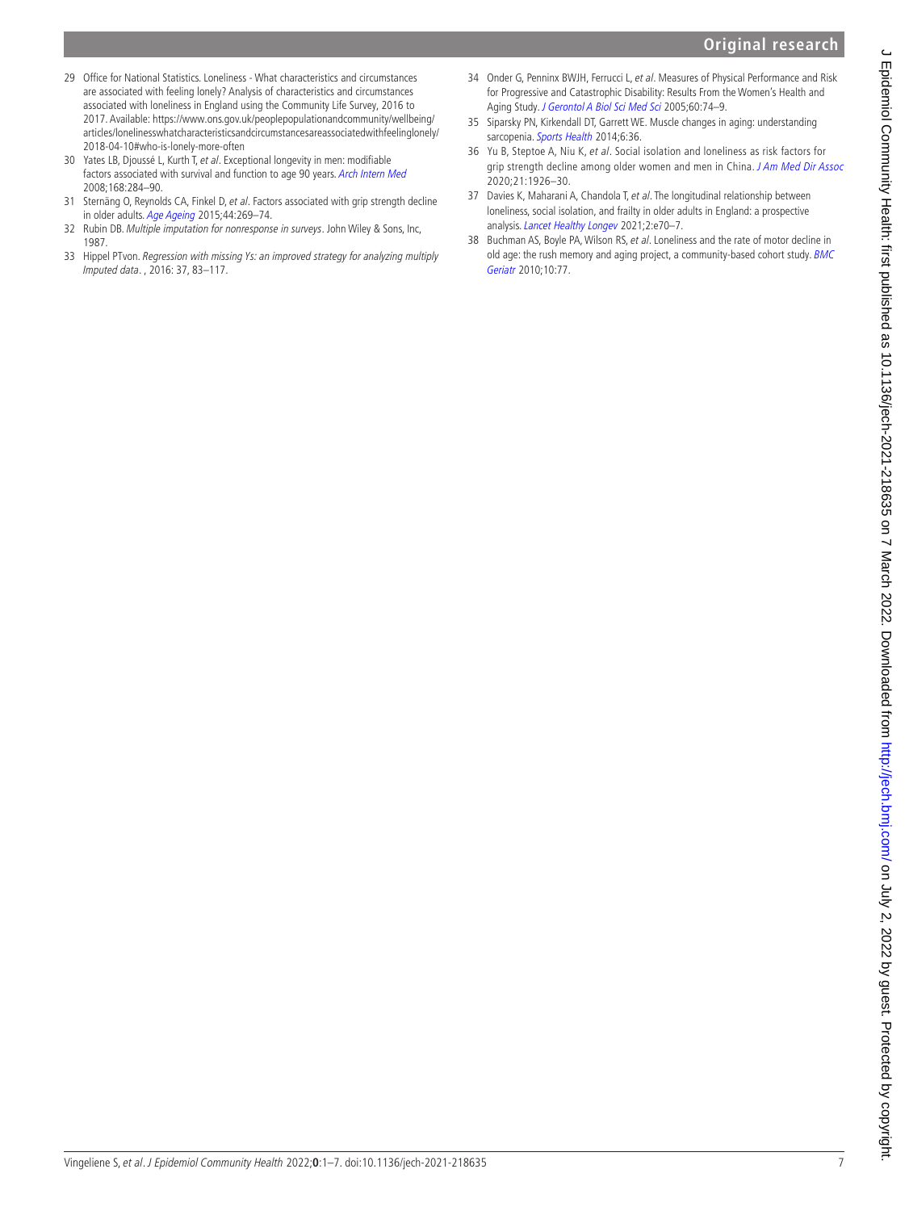29 Office for National Statistics. Loneliness - What characteristics and circumstances are associated with feeling lonely? Analysis of characteristics and circumstances associated with loneliness in England using the Community Life Survey, 2016 to 2017. Available: https://www.ons.gov.uk/peoplepopulationandcommunity/wellbeing/articles/lonelinesswhatcharacteristicsandcircumstancesareassociatedwithfeelinglonely/2018-04-10#who-is-lonely-more-often

30 Yates LB, Djoussé L, Kurth T, *et al*. Exceptional longevity in men: modifiable factors associated with survival and function to age 90 years. *Arch Intern Med* 2008;168:284–90.

31 Sternäng O, Reynolds CA, Finkel D, *et al*. Factors associated with grip strength decline in older adults. *Age Ageing* 2015;44:269–74.

32 Rubin DB. *Multiple imputation for nonresponse in surveys*. John Wiley & Sons, Inc, 1987.

33 Hippel PTvon. *Regression with missing Ys: an improved strategy for analyzing multiply Imputed data*. , 2016: 37, 83–117.

34 Onder G, Penninx BWJH, Ferrucci L, *et al*. Measures of Physical Performance and Risk for Progressive and Catastrophic Disability: Results From the Women's Health and Aging Study. *J Gerontol A Biol Sci Med Sci* 2005;60:74–9.

35 Siparsky PN, Kirkendall DT, Garrett WE. Muscle changes in aging: understanding sarcopenia. *Sports Health* 2014;6:36.

36 Yu B, Steptoe A, Niu K, *et al*. Social isolation and loneliness as risk factors for grip strength decline among older women and men in China. *J Am Med Dir Assoc* 2020;21:1926–30.

37 Davies K, Maharani A, Chandola T, *et al*. The longitudinal relationship between loneliness, social isolation, and frailty in older adults in England: a prospective analysis. *Lancet Healthy Longev* 2021;2:e70–7.

38 Buchman AS, Boyle PA, Wilson RS, *et al*. Loneliness and the rate of motor decline in old age: the rush memory and aging project, a community-based cohort study. *BMC Geriatr* 2010;10:77.